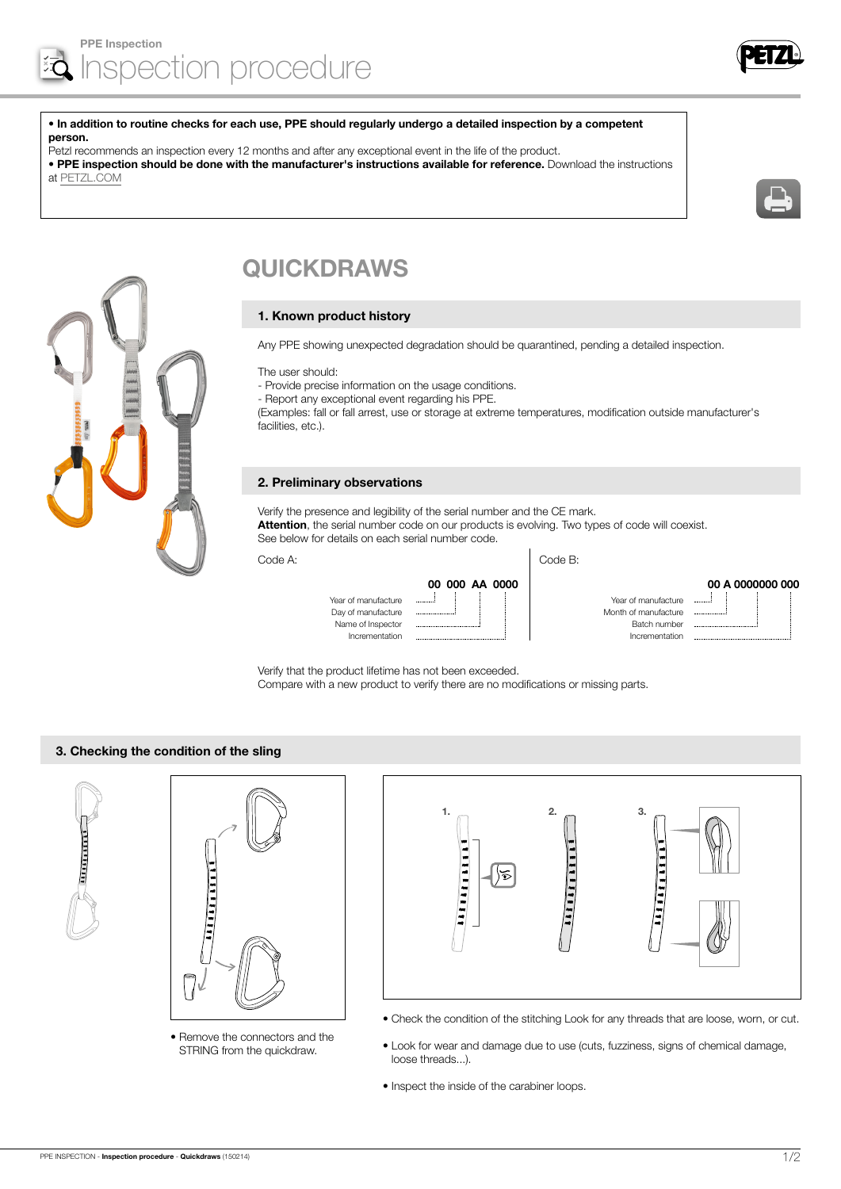PPE Inspection

# Inspection procedure

- **In addition to routine checks for each use, PPE should regularly undergo a detailed inspection by a competent person.**
Petzl recommends an inspection every 12 months and after any exceptional event in the life of the product.
- **PPE inspection should be done with the manufacturer's instructions available for reference.** Download the instructions at PETZL.COM

## QUICKDRAWS

### 1. Known product history

Any PPE showing unexpected degradation should be quarantined, pending a detailed inspection.

The user should:
- Provide precise information on the usage conditions.
- Report any exceptional event regarding his PPE.

(Examples: fall or fall arrest, use or storage at extreme temperatures, modification outside manufacturer's facilities, etc.).

### 2. Preliminary observations

Verify the presence and legibility of the serial number and the CE mark.
**Attention**, the serial number code on our products is evolving. Two types of code will coexist.
See below for details on each serial number code.

Code A:

**00 000 AA 0000**

- Year of manufacture
- Day of manufacture
- Name of Inspector
- Incrementation

Code B:

**00 A 0000000 000**

- Year of manufacture
- Month of manufacture
- Batch number
- Incrementation

Verify that the product lifetime has not been exceeded.
Compare with a new product to verify there are no modifications or missing parts.

### 3. Checking the condition of the sling

- Remove the connectors and the STRING from the quickdraw.

- Check the condition of the stitching Look for any threads that are loose, worn, or cut.
- Look for wear and damage due to use (cuts, fuzziness, signs of chemical damage, loose threads...).
- Inspect the inside of the carabiner loops.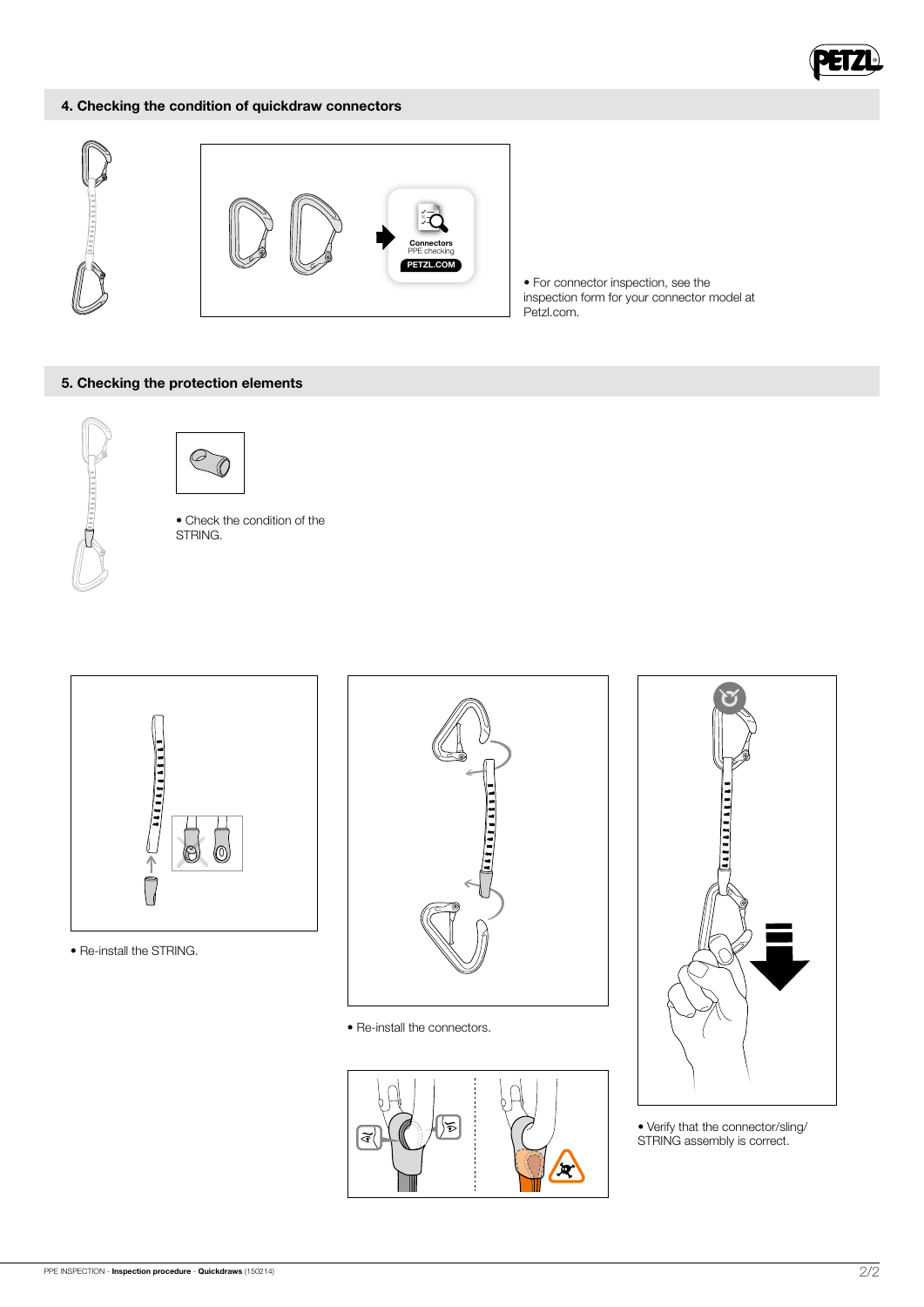## 4. Checking the condition of quickdraw connectors

Connectors
PPE checking
PETZL.COM

• For connector inspection, see the inspection form for your connector model at Petzl.com.

## 5. Checking the protection elements

• Check the condition of the STRING.

• Re-install the STRING.

• Re-install the connectors.

• Verify that the connector/sling/STRING assembly is correct.